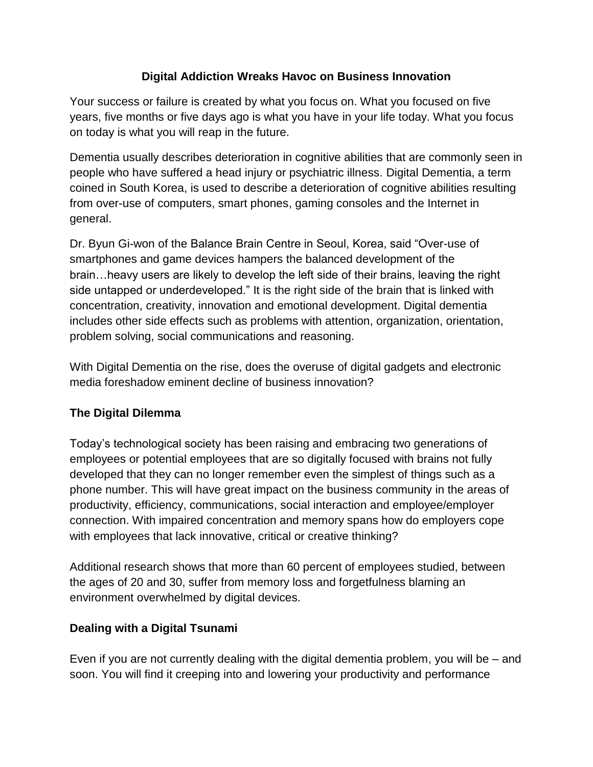# Digital Addiction Wreaks Havoc on Business Innovation

Your success or failure is created by what you focus on. What you focused on five years, five months or five days ago is what you have in your life today. What you focus on today is what you will reap in the future.

Dementia usually describes deterioration in cognitive abilities that are commonly seen in people who have suffered a head injury or psychiatric illness. Digital Dementia, a term coined in South Korea, is used to describe a deterioration of cognitive abilities resulting from over-use of computers, smart phones, gaming consoles and the Internet in general.

Dr. Byun Gi-won of the Balance Brain Centre in Seoul, Korea, said "Over-use of smartphones and game devices hampers the balanced development of the brain…heavy users are likely to develop the left side of their brains, leaving the right side untapped or underdeveloped." It is the right side of the brain that is linked with concentration, creativity, innovation and emotional development. Digital dementia includes other side effects such as problems with attention, organization, orientation, problem solving, social communications and reasoning.

With Digital Dementia on the rise, does the overuse of digital gadgets and electronic media foreshadow eminent decline of business innovation?

## The Digital Dilemma

Today's technological society has been raising and embracing two generations of employees or potential employees that are so digitally focused with brains not fully developed that they can no longer remember even the simplest of things such as a phone number. This will have great impact on the business community in the areas of productivity, efficiency, communications, social interaction and employee/employer connection. With impaired concentration and memory spans how do employers cope with employees that lack innovative, critical or creative thinking?

Additional research shows that more than 60 percent of employees studied, between the ages of 20 and 30, suffer from memory loss and forgetfulness blaming an environment overwhelmed by digital devices.

## Dealing with a Digital Tsunami

Even if you are not currently dealing with the digital dementia problem, you will be – and soon. You will find it creeping into and lowering your productivity and performance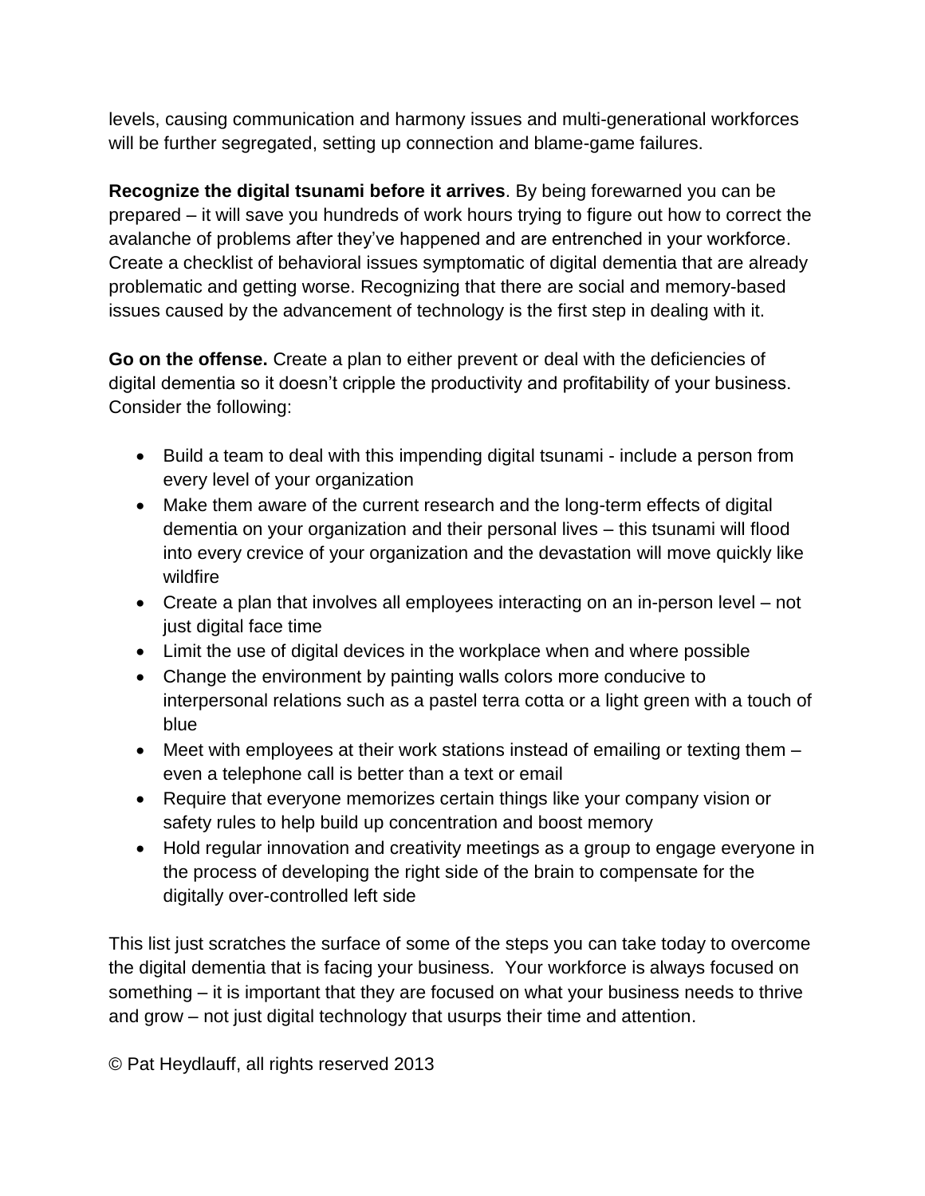levels, causing communication and harmony issues and multi-generational workforces will be further segregated, setting up connection and blame-game failures.

**Recognize the digital tsunami before it arrives**. By being forewarned you can be prepared – it will save you hundreds of work hours trying to figure out how to correct the avalanche of problems after they've happened and are entrenched in your workforce. Create a checklist of behavioral issues symptomatic of digital dementia that are already problematic and getting worse. Recognizing that there are social and memory-based issues caused by the advancement of technology is the first step in dealing with it.

**Go on the offense.** Create a plan to either prevent or deal with the deficiencies of digital dementia so it doesn't cripple the productivity and profitability of your business. Consider the following:

- Build a team to deal with this impending digital tsunami - include a person from every level of your organization
- Make them aware of the current research and the long-term effects of digital dementia on your organization and their personal lives – this tsunami will flood into every crevice of your organization and the devastation will move quickly like wildfire
- Create a plan that involves all employees interacting on an in-person level – not just digital face time
- Limit the use of digital devices in the workplace when and where possible
- Change the environment by painting walls colors more conducive to interpersonal relations such as a pastel terra cotta or a light green with a touch of blue
- Meet with employees at their work stations instead of emailing or texting them – even a telephone call is better than a text or email
- Require that everyone memorizes certain things like your company vision or safety rules to help build up concentration and boost memory
- Hold regular innovation and creativity meetings as a group to engage everyone in the process of developing the right side of the brain to compensate for the digitally over-controlled left side

This list just scratches the surface of some of the steps you can take today to overcome the digital dementia that is facing your business. Your workforce is always focused on something – it is important that they are focused on what your business needs to thrive and grow – not just digital technology that usurps their time and attention.

© Pat Heydlauff, all rights reserved 2013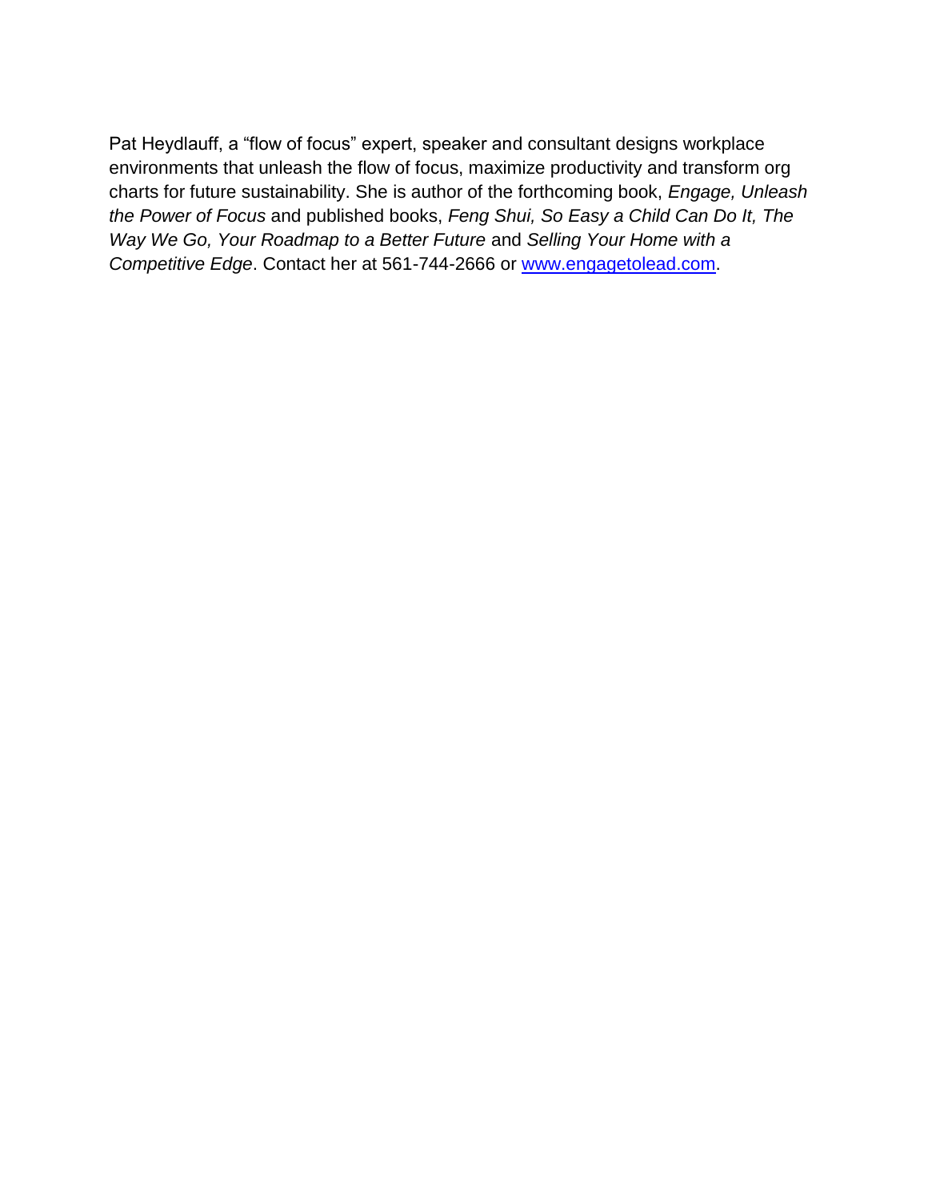Pat Heydlauff, a "flow of focus" expert, speaker and consultant designs workplace environments that unleash the flow of focus, maximize productivity and transform org charts for future sustainability. She is author of the forthcoming book, *Engage, Unleash the Power of Focus* and published books, *Feng Shui, So Easy a Child Can Do It, The Way We Go, Your Roadmap to a Better Future* and *Selling Your Home with a Competitive Edge*. Contact her at 561-744-2666 or [www.engagetolead.com](http://www.engagetolead.com).